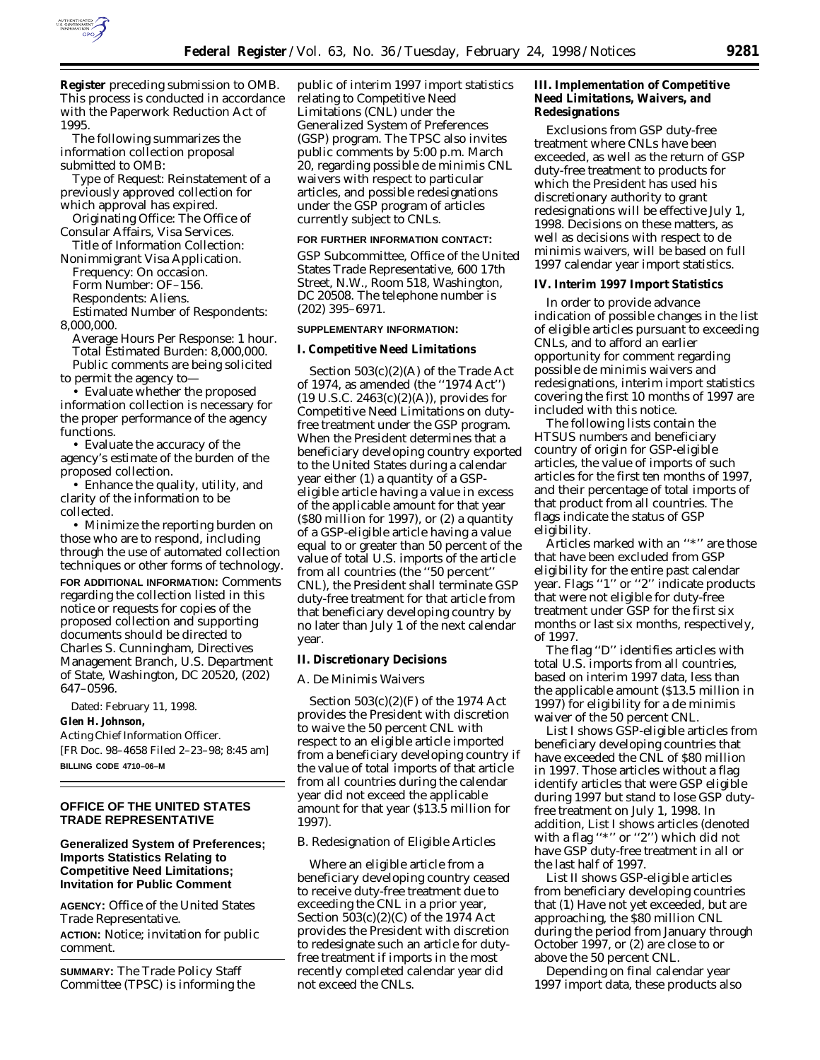**Register** preceding submission to OMB. This process is conducted in accordance with the Paperwork Reduction Act of 1995.

The following summarizes the information collection proposal submitted to OMB:

Type of Request: Reinstatement of a previously approved collection for which approval has expired.

Originating Office: The Office of Consular Affairs, Visa Services.

Title of Information Collection: Nonimmigrant Visa Application.

Frequency: On occasion.

Form Number: OF–156.

Respondents: Aliens.

Estimated Number of Respondents: 8,000,000.

Average Hours Per Response: 1 hour.

Total Estimated Burden: 8,000,000.

Public comments are being solicited to permit the agency to—

- Evaluate whether the proposed information collection is necessary for the proper performance of the agency functions.
- Evaluate the accuracy of the agency's estimate of the burden of the proposed collection.
- Enhance the quality, utility, and clarity of the information to be collected.
- Minimize the reporting burden on those who are to respond, including through the use of automated collection techniques or other forms of technology.

**FOR ADDITIONAL INFORMATION:** Comments regarding the collection listed in this notice or requests for copies of the proposed collection and supporting documents should be directed to Charles S. Cunningham, Directives Management Branch, U.S. Department of State, Washington, DC 20520, (202) 647–0596.

Dated: February 11, 1998.

**Glen H. Johnson,**

*Acting Chief Information Officer.*

[FR Doc. 98–4658 Filed 2–23–98; 8:45 am]

**BILLING CODE 4710–06–M**

## OFFICE OF THE UNITED STATES TRADE REPRESENTATIVE

### Generalized System of Preferences; Imports Statistics Relating to Competitive Need Limitations; Invitation for Public Comment

**AGENCY:** Office of the United States Trade Representative.

**ACTION:** Notice; invitation for public comment.

**SUMMARY:** The Trade Policy Staff Committee (TPSC) is informing the public of interim 1997 import statistics relating to Competitive Need Limitations (CNL) under the Generalized System of Preferences (GSP) program. The TPSC also invites public comments by 5:00 p.m. March 20, regarding possible de minimis CNL waivers with respect to particular articles, and possible redesignations under the GSP program of articles currently subject to CNLs.

**FOR FURTHER INFORMATION CONTACT:** GSP Subcommittee, Office of the United States Trade Representative, 600 17th Street, N.W., Room 518, Washington, DC 20508. The telephone number is (202) 395–6971.

**SUPPLEMENTARY INFORMATION:**

#### I. Competitive Need Limitations

Section 503(c)(2)(A) of the Trade Act of 1974, as amended (the ''1974 Act'') (19 U.S.C. 2463(c)(2)(A)), provides for Competitive Need Limitations on duty-free treatment under the GSP program. When the President determines that a beneficiary developing country exported to the United States during a calendar year either (1) a quantity of a GSP-eligible article having a value in excess of the applicable amount for that year ($80 million for 1997), or (2) a quantity of a GSP-eligible article having a value equal to or greater than 50 percent of the value of total U.S. imports of the article from all countries (the ''50 percent'' CNL), the President shall terminate GSP duty-free treatment for that article from that beneficiary developing country by no later than July 1 of the next calendar year.

#### II. Discretionary Decisions

*A. De Minimis Waivers*

Section 503(c)(2)(F) of the 1974 Act provides the President with discretion to waive the 50 percent CNL with respect to an eligible article imported from a beneficiary developing country if the value of total imports of that article from all countries during the calendar year did not exceed the applicable amount for that year ($13.5 million for 1997).

*B. Redesignation of Eligible Articles*

Where an eligible article from a beneficiary developing country ceased to receive duty-free treatment due to exceeding the CNL in a prior year, Section 503(c)(2)(C) of the 1974 Act provides the President with discretion to redesignate such an article for duty-free treatment if imports in the most recently completed calendar year did not exceed the CNLs.

#### III. Implementation of Competitive Need Limitations, Waivers, and Redesignations

Exclusions from GSP duty-free treatment where CNLs have been exceeded, as well as the return of GSP duty-free treatment to products for which the President has used his discretionary authority to grant redesignations will be effective July 1, 1998. Decisions on these matters, as well as decisions with respect to de minimis waivers, will be based on full 1997 calendar year import statistics.

#### IV. Interim 1997 Import Statistics

In order to provide advance indication of possible changes in the list of eligible articles pursuant to exceeding CNLs, and to afford an earlier opportunity for comment regarding possible de minimis waivers and redesignations, interim import statistics covering the first 10 months of 1997 are included with this notice.

The following lists contain the HTSUS numbers and beneficiary country of origin for GSP-eligible articles, the value of imports of such articles for the first ten months of 1997, and their percentage of total imports of that product from all countries. The flags indicate the status of GSP eligibility.

Articles marked with an ''*'' are those that have been excluded from GSP eligibility for the entire past calendar year. Flags ''1'' or ''2'' indicate products that were not eligible for duty-free treatment under GSP for the first six months or last six months, respectively, of 1997.

The flag ''D'' identifies articles with total U.S. imports from all countries, based on interim 1997 data, less than the applicable amount ($13.5 million in 1997) for eligibility for a de minimis waiver of the 50 percent CNL.

List I shows GSP-eligible articles from beneficiary developing countries that have exceeded the CNL of $80 million in 1997. Those articles without a flag identify articles that were GSP eligible during 1997 but stand to lose GSP duty-free treatment on July 1, 1998. In addition, List I shows articles (denoted with a flag ''*'' or ''2'') which did not have GSP duty-free treatment in all or the last half of 1997.

List II shows GSP-eligible articles from beneficiary developing countries that (1) Have not yet exceeded, but are approaching, the $80 million CNL during the period from January through October 1997, or (2) are close to or above the 50 percent CNL.

Depending on final calendar year 1997 import data, these products also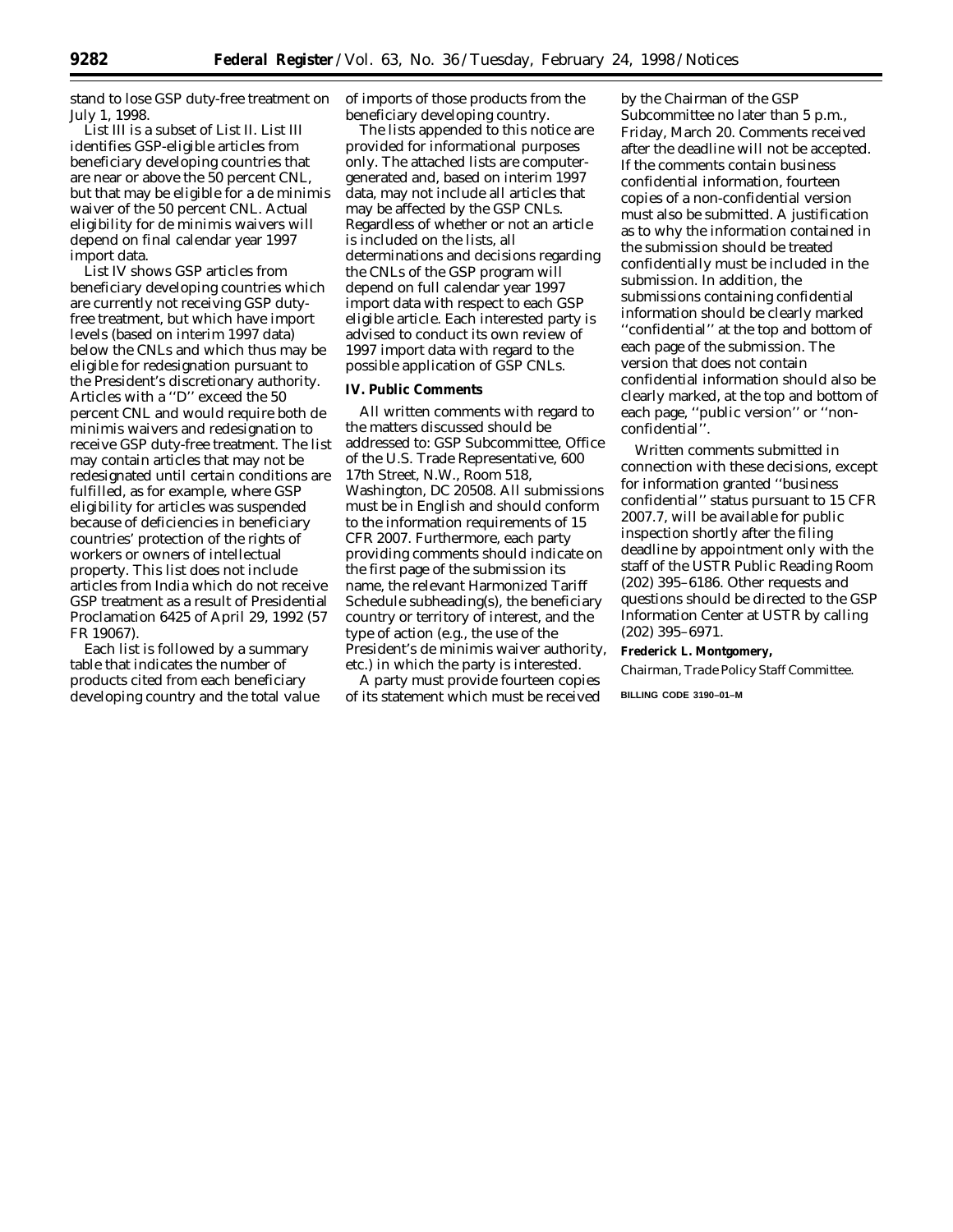stand to lose GSP duty-free treatment on July 1, 1998.

List III is a subset of List II. List III identifies GSP-eligible articles from beneficiary developing countries that are near or above the 50 percent CNL, but that may be eligible for a de minimis waiver of the 50 percent CNL. Actual eligibility for de minimis waivers will depend on final calendar year 1997 import data.

List IV shows GSP articles from beneficiary developing countries which are currently not receiving GSP duty-free treatment, but which have import levels (based on interim 1997 data) below the CNLs and which thus may be eligible for redesignation pursuant to the President's discretionary authority. Articles with a ''D'' exceed the 50 percent CNL and would require both de minimis waivers and redesignation to receive GSP duty-free treatment. The list may contain articles that may not be redesignated until certain conditions are fulfilled, as for example, where GSP eligibility for articles was suspended because of deficiencies in beneficiary countries' protection of the rights of workers or owners of intellectual property. This list does not include articles from India which do not receive GSP treatment as a result of Presidential Proclamation 6425 of April 29, 1992 (57 FR 19067).

Each list is followed by a summary table that indicates the number of products cited from each beneficiary developing country and the total value of imports of those products from the beneficiary developing country.

The lists appended to this notice are provided for informational purposes only. The attached lists are computer-generated and, based on interim 1997 data, may not include all articles that may be affected by the GSP CNLs. Regardless of whether or not an article is included on the lists, all determinations and decisions regarding the CNLs of the GSP program will depend on full calendar year 1997 import data with respect to each GSP eligible article. Each interested party is advised to conduct its own review of 1997 import data with regard to the possible application of GSP CNLs.

**IV. Public Comments**

All written comments with regard to the matters discussed should be addressed to: GSP Subcommittee, Office of the U.S. Trade Representative, 600 17th Street, N.W., Room 518, Washington, DC 20508. All submissions must be in English and should conform to the information requirements of 15 CFR 2007. Furthermore, each party providing comments should indicate on the first page of the submission its name, the relevant Harmonized Tariff Schedule subheading(s), the beneficiary country or territory of interest, and the type of action (e.g., the use of the President's de minimis waiver authority, etc.) in which the party is interested.

A party must provide fourteen copies of its statement which must be received by the Chairman of the GSP Subcommittee no later than 5 p.m., Friday, March 20. Comments received after the deadline will not be accepted. If the comments contain business confidential information, fourteen copies of a non-confidential version must also be submitted. A justification as to why the information contained in the submission should be treated confidentially must be included in the submission. In addition, the submissions containing confidential information should be clearly marked ''confidential'' at the top and bottom of each page of the submission. The version that does not contain confidential information should also be clearly marked, at the top and bottom of each page, ''public version'' or ''non-confidential''.

Written comments submitted in connection with these decisions, except for information granted ''business confidential'' status pursuant to 15 CFR 2007.7, will be available for public inspection shortly after the filing deadline by appointment only with the staff of the USTR Public Reading Room (202) 395–6186. Other requests and questions should be directed to the GSP Information Center at USTR by calling (202) 395–6971.

**Frederick L. Montgomery,**

*Chairman, Trade Policy Staff Committee.*

BILLING CODE 3190–01–M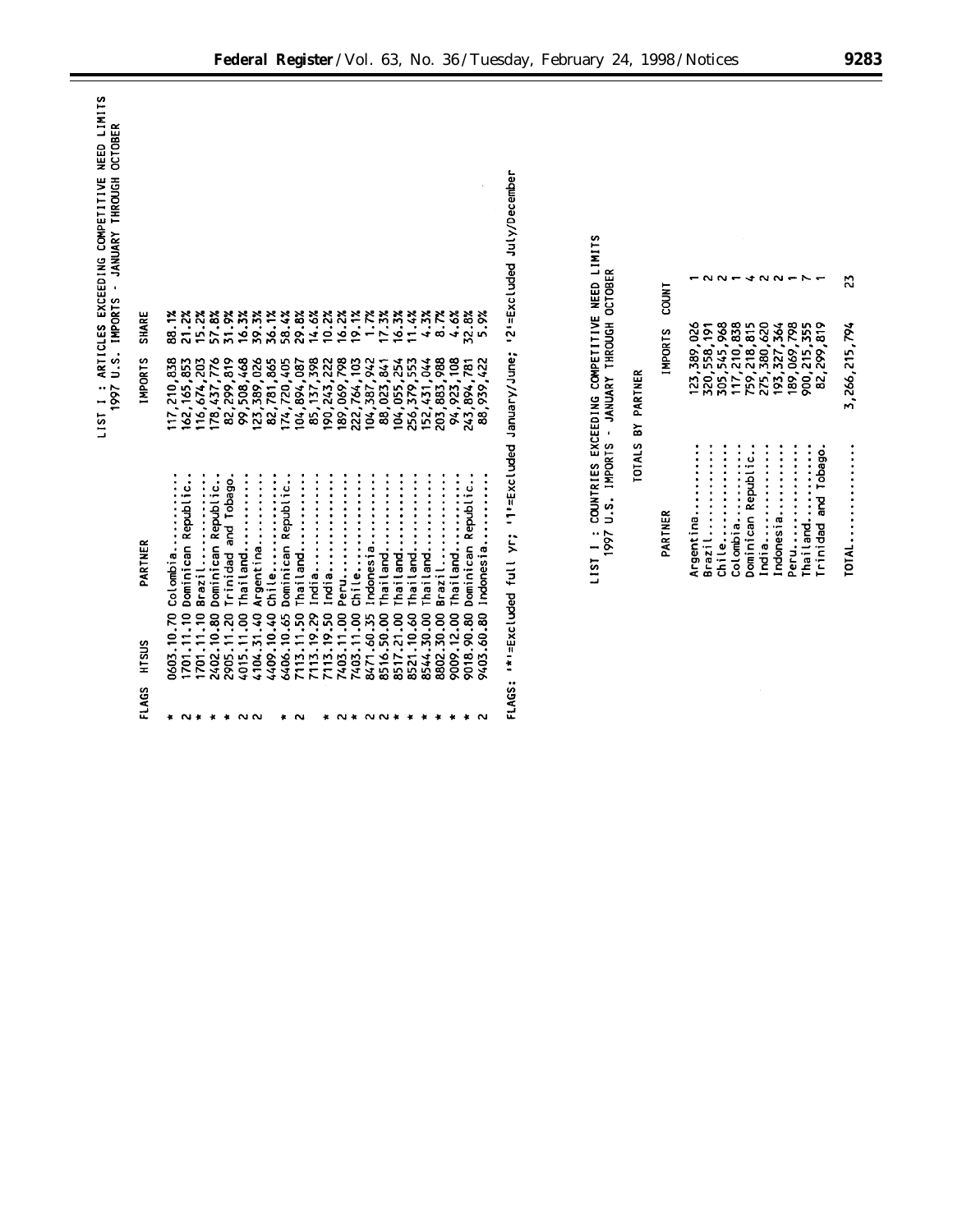## LIST I : ARTICLES EXCEEDING COMPETITIVE NEED LIMITS
### 1997 U.S. IMPORTS - JANUARY THROUGH OCTOBER

| FLAGS | HTSUS | PARTNER | IMPORTS | SHARE |
|---|---|---|---|---|
| * | 0603.10.70 | Colombia | 117,210,838 | 88.1% |
| 2 | 1701.11.10 | Dominican Republic | 162,165,853 | 21.2% |
| * | 1701.11.10 | Brazil | 116,674,203 | 15.2% |
| * | 2402.10.80 | Dominican Republic | 178,437,776 | 57.8% |
| * | 2905.11.20 | Trinidad and Tobago | 82,299,819 | 31.9% |
| 2 | 4015.11.00 | Thailand | 99,508,468 | 16.3% |
| 2 | 4104.31.40 | Argentina | 123,389,026 | 39.3% |
| | 4409.10.40 | Chile | 82,781,865 | 36.1% |
| * | 6406.10.65 | Dominican Republic | 174,720,405 | 58.4% |
| 2 | 7113.11.50 | Thailand | 104,894,087 | 29.8% |
| | 7113.19.29 | India | 85,137,398 | 14.6% |
| * | 7113.19.50 | India | 190,243,222 | 10.2% |
| 2 | 7403.11.00 | Peru | 189,069,798 | 16.2% |
| * | 7403.11.00 | Chile | 222,764,103 | 19.1% |
| 2 | 8471.60.35 | Indonesia | 104,387,942 | 1.7% |
| 2 | 8516.50.00 | Thailand | 88,023,841 | 17.3% |
| * | 8517.21.00 | Thailand | 104,055,254 | 16.3% |
| * | 8521.10.60 | Thailand | 256,379,553 | 11.4% |
| * | 8544.30.00 | Thailand | 152,431,044 | 4.3% |
| * | 8802.30.00 | Brazil | 203,883,988 | 8.7% |
| * | 9009.12.00 | Thailand | 94,923,108 | 4.6% |
| * | 9018.90.80 | Dominican Republic | 243,894,781 | 32.8% |
| 2 | 9403.60.80 | Indonesia | 88,939,422 | 5.9% |

FLAGS: '*'=Excluded full yr; '1'=Excluded January/June; '2'=Excluded July/December

## LIST I : COUNTRIES EXCEEDING COMPETITIVE NEED LIMITS
### 1997 U.S. IMPORTS - JANUARY THROUGH OCTOBER

TOTALS BY PARTNER

| PARTNER | IMPORTS | COUNT |
|---|---|---|
| Argentina | 123,389,026 | 1 |
| Brazil | 320,558,191 | 2 |
| Chile | 305,545,968 | 2 |
| Colombia | 117,210,838 | 1 |
| Dominican Republic | 759,218,815 | 4 |
| India | 275,380,620 | 2 |
| Indonesia | 193,327,364 | 2 |
| Peru | 189,069,798 | 1 |
| Thailand | 900,215,355 | 7 |
| Trinidad and Tobago | 82,299,819 | 1 |
| TOTAL | 3,266,215,794 | 23 |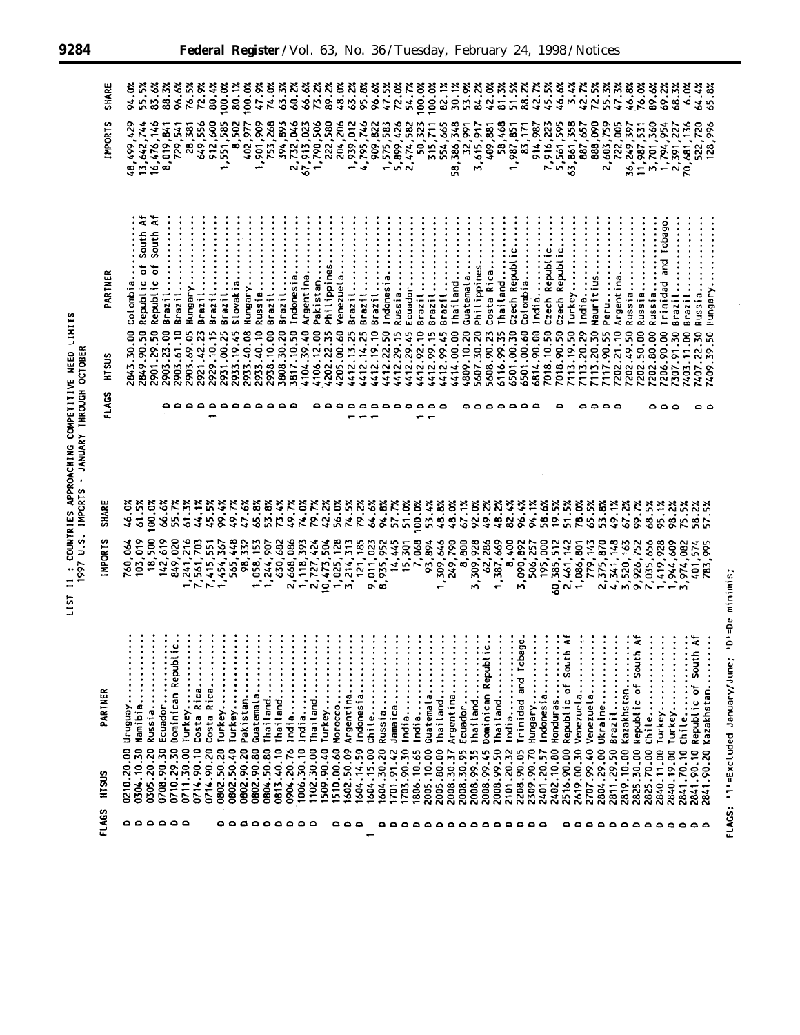LIST II : COUNTRIES APPROACHING COMPETITIVE NEED LIMITS
1997 U.S. IMPORTS - JANUARY THROUGH OCTOBER

| FLAGS | HTSUS | PARTNER | IMPORTS | SHARE |
|---|---|---|---|---|
| D | 0210.20.00 | Uruguay | 760,064 | 46.0% |
| D | 0304.10.30 | Namibia | 103,019 | 61.5% |
| D | 0305.20.20 | Russia | 18,500 | 100.0% |
| D | 0708.90.30 | Ecuador | 142,619 | 66.6% |
| D | 0710.29.30 | Dominican Republic | 849,020 | 55.7% |
| D | 0711.30.00 | Turkey | 1,241,216 | 61.3% |
|  | 0714.90.10 | Costa Rica | 7,561,703 | 44.1% |
|  | 0714.90.20 | Costa Rica | 7,415,551 | 45.5% |
| D | 0802.50.20 | Turkey | 1,454,367 | 99.4% |
| D | 0802.50.40 | Turkey | 565,448 | 49.7% |
| D | 0802.90.20 | Pakistan | 98,332 | 47.6% |
| D | 0802.90.80 | Guatemala | 1,058,153 | 65.8% |
| D | 0804.50.80 | Thailand | 1,244,907 | 53.8% |
| D | 0813.40.10 | Thailand | 630,682 | 73.4% |
| D | 0904.20.76 | India | 2,668,086 | 49.7% |
| D | 1006.30.10 | India | 1,118,393 | 74.0% |
| D | 1102.30.00 | Thailand | 2,727,424 | 79.7% |
|  | 1509.90.40 | Turkey | 10,473,504 | 42.2% |
| D | 1510.00.60 | Morocco | 1,025,128 | 56.0% |
| D | 1602.50.09 | Argentina | 3,214,313 | 74.5% |
| D | 1604.14.50 | Indonesia | 121,185 | 79.2% |
| 1 | 1604.15.00 | Chile | 9,011,023 | 64.6% |
| D | 1604.30.20 | Russia | 8,935,952 | 94.8% |
| D | 1701.91.42 | Jamaica | 14,445 | 57.7% |
| D | 1703.90.30 | India | 15,301 | 51.0% |
| D | 1806.10.65 | India | 7,068 | 100.0% |
| D | 2005.10.00 | Guatemala | 93,894 | 53.4% |
| D | 2005.80.00 | Thailand | 1,309,646 | 48.8% |
| D | 2008.30.37 | Argentina | 249,790 | 48.0% |
| D | 2008.30.95 | Ecuador | 8,800 | 67.1% |
| D | 2008.99.35 | Thailand | 3,309,928 | 92.0% |
| D | 2008.99.45 | Dominican Republic | 62,286 | 49.2% |
| D | 2008.99.50 | Thailand | 1,387,669 | 48.2% |
| D | 2101.20.32 | India | 8,400 | 82.4% |
| D | 2208.90.05 | Trinidad and Tobago | 3,090,892 | 96.4% |
| D | 2309.90.70 | Hungary | 506,257 | 94.1% |
| D | 2401.20.57 | Indonesia | 195,000 | 58.6% |
|  | 2402.10.80 | Honduras | 60,385,512 | 19.5% |
| D | 2516.90.00 | Republic of South Af | 2,461,142 | 51.5% |
| D | 2619.00.30 | Venezuela | 1,086,801 | 78.0% |
| D | 2707.99.40 | Venezuela | 779,143 | 65.5% |
| D | 2804.29.00 | Ukraine | 2,375,870 | 53.8% |
| D | 2811.29.50 | Brazil | 4,341,148 | 49.1% |
| D | 2819.10.00 | Kazakhstan | 3,520,163 | 67.2% |
| D | 2825.30.00 | Republic of South Af | 9,926,752 | 99.7% |
| D | 2825.70.00 | Chile | 7,035,656 | 68.5% |
| D | 2840.11.00 | Turkey | 1,419,928 | 95.1% |
| D | 2840.19.00 | Turkey | 1,944,609 | 98.2% |
| D | 2841.70.10 | Chile | 3,974,082 | 75.5% |
| D | 2841.90.10 | Republic of South Af | 401,574 | 58.2% |
| D | 2841.90.20 | Kazakhstan | 783,995 | 57.5% |
|  | 2843.30.00 | Colombia | 48,499,429 | 94.0% |
|  | 2849.90.50 | Republic of South Af | 13,642,744 | 55.5% |
|  | 2901.29.50 | Republic of South Af | 16,476,146 | 83.6% |
| D | 2903.23.00 | Brazil | 8,019,841 | 88.3% |
| D | 2903.61.10 | Brazil | 729,541 | 96.6% |
| D | 2903.69.05 | Hungary | 28,381 | 76.5% |
| D | 2921.42.23 | Brazil | 649,556 | 72.9% |
| 1 | 2929.10.15 | Brazil | 912,600 | 80.4% |
| D | 2931.00.25 | Brazil | 1,551,585 | 100.0% |
| D | 2933.19.45 | Slovakia | 8,502 | 80.1% |
| D | 2933.40.08 | Hungary | 402,977 | 100.0% |
| D | 2933.40.10 | Russia | 1,901,909 | 47.9% |
| D | 2938.10.00 | Brazil | 753,268 | 74.0% |
| D | 3808.30.20 | Brazil | 394,893 | 63.3% |
| D | 3817.10.50 | Indonesia | 2,732,046 | 60.2% |
|  | 4104.39.40 | Argentina | 67,913,023 | 66.6% |
| D | 4106.12.00 | Pakistan | 1,790,506 | 73.2% |
| D | 4202.22.35 | Philippines | 222,580 | 89.2% |
| D | 4205.00.60 | Venezuela | 204,206 | 48.0% |
| 1 | 4412.13.25 | Brazil | 1,939,012 | 63.2% |
| D | 4412.14.25 | Brazil | 4,795,746 | 95.8% |
| 1 | 4412.19.10 | Brazil | 909,822 | 96.6% |
| D | 4412.22.50 | Indonesia | 1,575,583 | 47.5% |
| D | 4412.29.15 | Russia | 5,899,426 | 72.0% |
| D | 4412.29.45 | Ecuador | 2,474,582 | 54.7% |
| 1 | 4412.92.10 | Brazil | 50,323 | 100.0% |
| D | 4412.99.15 | Brazil | 315,711 | 100.0% |
| 1 | 4412.99.45 | Brazil | 554,665 | 82.1% |
| D | 4414.00.00 | Thailand | 58,386,348 | 30.1% |
| D | 4809.10.20 | Guatemala | 32,991 | 53.9% |
| D | 5607.30.20 | Philippines | 3,615,917 | 84.2% |
| D | 5608.90.23 | Costa Rica | 409,881 | 42.0% |
| D | 6116.99.35 | Thailand | 58,468 | 81.3% |
| D | 6501.00.30 | Czech Republic | 1,987,851 | 51.5% |
| D | 6501.00.60 | Colombia | 83,171 | 88.2% |
|  | 6814.90.00 | India | 914,987 | 42.7% |
|  | 7018.10.50 | Czech Republic | 7,916,223 | 45.5% |
| D | 7018.90.50 | Czech Republic | 5,561,595 | 46.6% |
|  | 7113.19.50 | Turkey | 63,861,358 | 3.4% |
| D | 7113.20.29 | India | 887,657 | 42.7% |
| D | 7113.20.30 | Mauritius | 888,090 | 72.5% |
| D | 7117.90.55 | Peru | 2,603,759 | 55.3% |
| D | 7202.21.10 | Argentina | 722,005 | 47.3% |
|  | 7202.49.50 | Russia | 36,249,397 | 46.8% |
|  | 7202.50.00 | Russia | 11,987,531 | 76.0% |
| D | 7202.80.00 | Russia | 3,701,360 | 89.6% |
| D | 7206.90.00 | Trinidad and Tobago | 1,794,954 | 69.2% |
| D | 7307.91.30 | Brazil | 2,391,227 | 68.3% |
|  | 7403.11.00 | Brazil | 70,681,136 | 6.0% |
| D | 7407.22.30 | Russia | 522,720 | 64.4% |
| D | 7409.39.50 | Hungary | 128,996 | 65.8% |

FLAGS: '1'=Excluded January/June; 'D'=De minimis;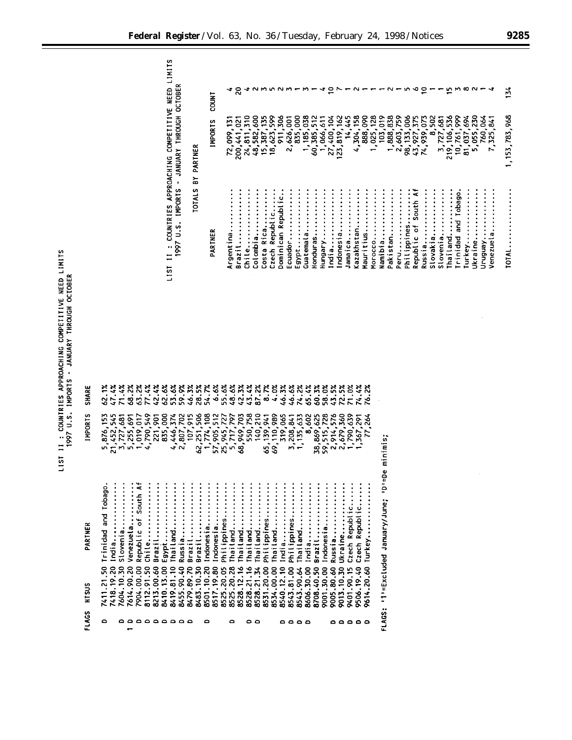LIST II : COUNTRIES APPROACHING COMPETITIVE NEED LIMITS
1997 U.S. IMPORTS - JANUARY THROUGH OCTOBER

| FLAGS | HTSUS | PARTNER | IMPORTS | SHARE |
|---|---|---|---|---|
| D | 7411.21.50 | Trinidad and Tobago | 5,876,153 | 62.1% |
| | 7418.19.20 | India | 21,452,545 | 47.4% |
| D | 7604.10.30 | Slovenia | 3,727,681 | 71.4% |
| 1 D | 7614.90.20 | Venezuela | 5,255,691 | 68.2% |
| D | 7904.00.00 | Republic of South Af | 1,019,017 | 63.2% |
| D | 8112.91.50 | Chile | 4,790,549 | 77.4% |
| D | 8213.00.60 | Brazil | 221,901 | 42.4% |
| D | 8410.13.00 | Egypt | 835,000 | 62.6% |
| D | 8419.81.10 | Thailand | 4,446,374 | 53.6% |
| D | 8455.90.40 | Russia | 2,807,702 | 59.9% |
| D | 8479.89.70 | Brazil | 107,915 | 46.3% |
| | 8483.10.30 | Brazil | 62,251,506 | 28.5% |
| D | 8501.10.20 | Indonesia | 1,774,108 | 54.7% |
| | 8517.19.80 | Indonesia | 57,905,512 | 6.6% |
| | 8525.20.05 | Philippines | 25,945,727 | 55.6% |
| D | 8525.20.28 | Thailand | 5,717,797 | 48.6% |
| | 8528.12.16 | Thailand | 68,949,703 | 42.3% |
| D | 8528.21.16 | Thailand | 550,758 | 43.4% |
| D | 8528.21.34 | Thailand | 140,210 | 87.2% |
| | 8531.20.00 | Philippines | 65,139,941 | 8.7% |
| | 8534.00.00 | Thailand | 69,110,989 | 4.0% |
| D | 8540.12.10 | India | 319,065 | 46.3% |
| D | 8543.81.00 | Philippines | 3,208,841 | 46.6% |
| D | 8543.90.64 | Thailand | 1,135,633 | 74.2% |
| D | 8606.30.00 | India | 8,602 | 65.4% |
| | 8708.40.50 | Brazil | 38,869,625 | 60.3% |
| | 9001.30.00 | Indonesia | 59,515,728 | 58.0% |
| D | 9005.80.60 | Russia | 2,914,576 | 43.5% |
| D | 9013.10.30 | Ukraine | 2,679,360 | 72.5% |
| D | 9401.90.15 | Czech Republic | 1,790,639 | 71.0% |
| D | 9506.19.40 | Czech Republic | 1,367,291 | 74.4% |
| D | 9614.20.60 | Turkey | 77,264 | 76.2% |

FLAGS: '1'=Excluded January/June; 'D'=De minimis;

LIST II : COUNTRIES APPROACHING COMPETITIVE NEED LIMITS
1997 U.S. IMPORTS - JANUARY THROUGH OCTOBER

TOTALS BY PARTNER

| PARTNER | IMPORTS | COUNT |
|---|---|---|
| Argentina | 72,099,131 | 4 |
| Brazil | 200,441,021 | 20 |
| Chile | 24,811,310 | 4 |
| Colombia | 48,582,600 | 2 |
| Costa Rica | 15,387,135 | 3 |
| Czech Republic | 18,623,599 | 5 |
| Dominican Republic | 911,306 | 2 |
| Ecuador | 2,626,001 | 3 |
| Egypt | 835,000 | 1 |
| Guatemala | 1,185,038 | 3 |
| Honduras | 60,385,512 | 1 |
| Hungary | 1,066,611 | 4 |
| India | 27,400,104 | 10 |
| Indonesia | 123,819,162 | 7 |
| Jamaica | 14,445 | 1 |
| Kazakhstan | 4,304,158 | 2 |
| Mauritius | 888,090 | 1 |
| Morocco | 1,025,128 | 1 |
| Namibia | 103,019 | 1 |
| Pakistan | 1,888,838 | 2 |
| Peru | 2,603,759 | 1 |
| Philippines | 98,133,006 | 5 |
| Republic of South Af | 43,927,375 | 6 |
| Russia | 74,939,073 | 10 |
| Slovakia | 8,502 | 1 |
| Slovenia | 3,727,681 | 1 |
| Thailand | 219,106,536 | 15 |
| Trinidad and Tobago | 10,761,999 | 3 |
| Turkey | 81,037,694 | 8 |
| Ukraine | 5,055,230 | 2 |
| Uruguay | 760,064 | 1 |
| Venezuela | 7,325,841 | 4 |
| TOTAL | 1,153,783,968 | 134 |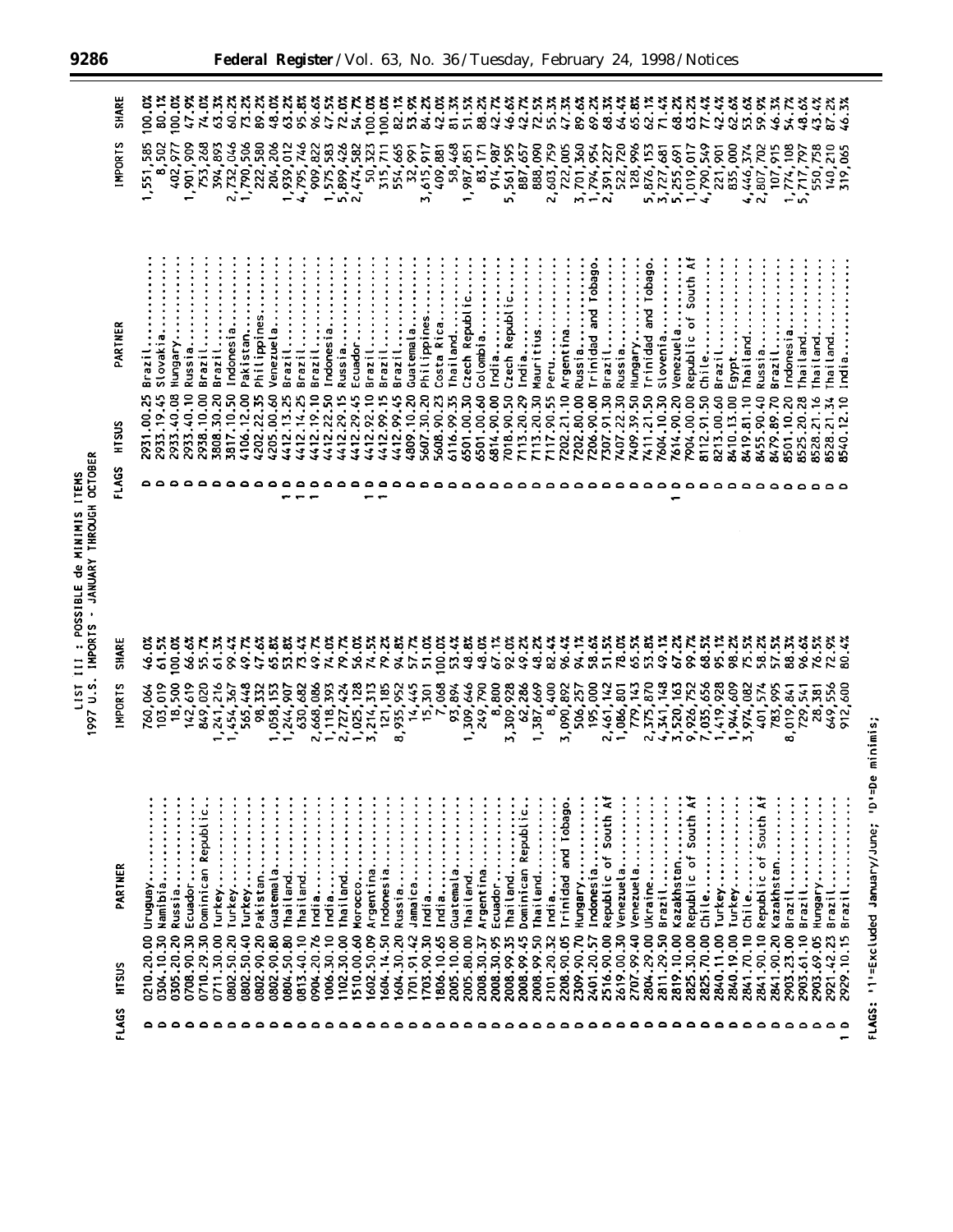LIST III: POSSIBLE de MINIMIS ITEMS
1997 U.S. IMPORTS - JANUARY THROUGH OCTOBER

| FLAGS | HTSUS | PARTNER | IMPORTS | SHARE |
|---|---|---|---|---|
| D | 0210.20.00 | Uruguay | 760,064 | 46.0% |
| D | 0304.10.30 | Namibia | 103,019 | 61.5% |
| D | 0305.20.20 | Russia | 18,500 | 100.0% |
| D | 0708.90.30 | Ecuador | 142,619 | 66.6% |
| D | 0710.29.30 | Dominican Republic | 849,020 | 55.7% |
| D | 0711.30.00 | Turkey | 1,241,216 | 61.3% |
| D | 0802.50.20 | Turkey | 1,454,367 | 99.4% |
| D | 0802.50.40 | Turkey | 565,448 | 49.7% |
| D | 0802.90.20 | Pakistan | 98,332 | 47.6% |
| D | 0802.90.80 | Guatemala | 1,058,153 | 65.8% |
| D | 0804.50.80 | Thailand | 1,244,907 | 53.8% |
| D | 0813.40.10 | Thailand | 630,682 | 73.4% |
| D | 0904.20.76 | India | 2,668,086 | 49.7% |
| D | 1006.30.10 | India | 1,118,393 | 74.0% |
| D | 1102.30.00 | Thailand | 2,727,424 | 79.7% |
| D | 1510.00.60 | Morocco | 1,025,128 | 56.0% |
| D | 1602.50.09 | Argentina | 3,214,313 | 74.5% |
| D | 1604.14.50 | Indonesia | 121,185 | 79.2% |
| D | 1604.30.20 | Russia | 8,935,952 | 94.8% |
| D | 1701.91.42 | Jamaica | 14,445 | 57.7% |
| D | 1703.90.30 | India | 15,301 | 51.0% |
| D | 1806.10.65 | India | 7,068 | 100.0% |
| D | 2005.10.00 | Guatemala | 93,894 | 53.4% |
| D | 2005.80.00 | Thailand | 1,309,646 | 48.8% |
| D | 2008.30.37 | Argentina | 249,790 | 48.0% |
| D | 2008.30.95 | Ecuador | 8,800 | 67.1% |
| D | 2008.99.35 | Thailand | 3,309,928 | 92.0% |
| D | 2008.99.45 | Dominican Republic | 62,286 | 49.2% |
| D | 2008.99.50 | Thailand | 1,387,669 | 48.2% |
| D | 2101.20.32 | India | 8,400 | 82.4% |
| D | 2208.90.05 | Trinidad and Tobago | 3,090,892 | 96.4% |
| D | 2309.90.70 | Hungary | 506,257 | 94.1% |
| D | 2401.20.57 | Indonesia | 195,000 | 58.6% |
| D | 2516.90.00 | Republic of South Af | 2,461,142 | 51.5% |
| D | 2619.00.30 | Venezuela | 1,086,801 | 78.0% |
| D | 2707.99.40 | Venezuela | 779,143 | 65.5% |
| D | 2804.29.00 | Ukraine | 2,375,870 | 53.8% |
| D | 2811.29.50 | Brazil | 4,341,148 | 49.1% |
| D | 2819.10.00 | Kazakhstan | 3,520,163 | 67.2% |
| D | 2825.30.00 | Republic of South Af | 9,926,752 | 99.7% |
| D | 2825.70.00 | Chile | 7,035,656 | 68.5% |
| D | 2840.11.00 | Turkey | 1,419,928 | 95.1% |
| D | 2840.19.00 | Turkey | 1,944,609 | 98.2% |
| D | 2841.70.10 | Chile | 3,974,082 | 75.5% |
| D | 2841.90.10 | Republic of South Af | 401,574 | 58.2% |
| D | 2841.90.20 | Kazakhstan | 783,995 | 57.5% |
| D | 2903.23.00 | Brazil | 8,019,841 | 88.3% |
| D | 2903.61.10 | Brazil | 729,541 | 96.6% |
| D | 2903.69.05 | Hungary | 28,381 | 76.5% |
| D | 2921.42.23 | Brazil | 649,556 | 72.9% |
| 1 D | 2929.10.15 | Brazil | 912,600 | 80.4% |
| D | 2931.00.25 | Brazil | 1,551,585 | 100.0% |
| D | 2933.19.45 | Slovakia | 8,502 | 80.1% |
| D | 2933.40.08 | Hungary | 402,977 | 100.0% |
| D | 2933.40.10 | Russia | 1,901,909 | 47.9% |
| D | 2938.10.00 | Brazil | 753,268 | 74.0% |
| D | 3808.30.20 | Brazil | 394,893 | 63.3% |
| D | 3817.10.50 | Indonesia | 2,732,046 | 60.2% |
| D | 4106.12.00 | Pakistan | 1,790,506 | 73.2% |
| D | 4202.22.35 | Philippines | 222,580 | 89.2% |
| D | 4205.00.60 | Venezuela | 204,206 | 48.0% |
| 1 D | 4412.13.25 | Brazil | 1,939,012 | 63.2% |
| 1 D | 4412.14.25 | Brazil | 4,795,746 | 95.8% |
| D | 4412.19.10 | Brazil | 909,822 | 96.6% |
| D | 4412.22.50 | Indonesia | 1,575,583 | 47.5% |
| D | 4412.29.15 | Russia | 5,899,426 | 72.0% |
| D | 4412.29.45 | Ecuador | 2,474,582 | 54.7% |
| 1 D | 4412.92.10 | Brazil | 50,323 | 100.0% |
| 1 D | 4412.99.15 | Brazil | 315,711 | 100.0% |
| D | 4412.99.45 | Brazil | 554,665 | 82.1% |
| D | 4809.10.20 | Guatemala | 32,991 | 53.9% |
| D | 5607.30.20 | Philippines | 3,615,917 | 84.2% |
| D | 5608.90.23 | Costa Rica | 409,881 | 42.0% |
| D | 6116.99.35 | Thailand | 58,468 | 81.3% |
| D | 6501.00.30 | Czech Republic | 1,987,851 | 51.5% |
| D | 6501.00.60 | Colombia | 83,171 | 88.2% |
| D | 6814.90.00 | India | 914,987 | 42.7% |
| D | 7018.90.50 | Czech Republic | 5,561,595 | 46.6% |
| D | 7113.20.29 | India | 887,657 | 42.7% |
| D | 7113.20.30 | Mauritius | 888,090 | 72.5% |
| D | 7117.90.55 | Peru | 2,603,759 | 55.3% |
| D | 7202.21.10 | Argentina | 722,005 | 47.3% |
| D | 7202.80.00 | Russia | 3,701,360 | 89.6% |
| D | 7206.90.00 | Trinidad and Tobago | 1,794,954 | 69.2% |
| D | 7307.91.30 | Brazil | 2,391,227 | 68.3% |
| D | 7407.22.30 | Russia | 522,720 | 64.4% |
| D | 7409.39.50 | Hungary | 128,996 | 65.8% |
| D | 7411.21.50 | Trinidad and Tobago | 5,876,153 | 62.1% |
| D | 7604.10.30 | Slovenia | 3,727,681 | 71.4% |
| 1 D | 7614.90.20 | Venezuela | 5,255,691 | 68.2% |
| D | 7904.00.00 | Republic of South Af | 1,019,017 | 63.2% |
| D | 8112.91.50 | Chile | 4,790,549 | 77.4% |
| D | 8213.00.60 | Brazil | 221,901 | 42.4% |
| D | 8410.13.00 | Egypt | 835,000 | 62.6% |
| D | 8419.81.10 | Thailand | 4,446,374 | 53.6% |
| D | 8455.90.40 | Russia | 2,807,702 | 59.9% |
| D | 8479.89.70 | Brazil | 107,915 | 46.3% |
| D | 8501.10.20 | Indonesia | 1,774,108 | 54.7% |
| D | 8525.20.28 | Thailand | 5,717,797 | 48.6% |
| D | 8528.21.16 | Thailand | 550,758 | 43.4% |
| D | 8528.21.34 | Thailand | 140,210 | 87.2% |
| D | 8540.12.10 | India | 319,065 | 46.3% |

FLAGS: '1'=Excluded January/June; 'D'=De minimis;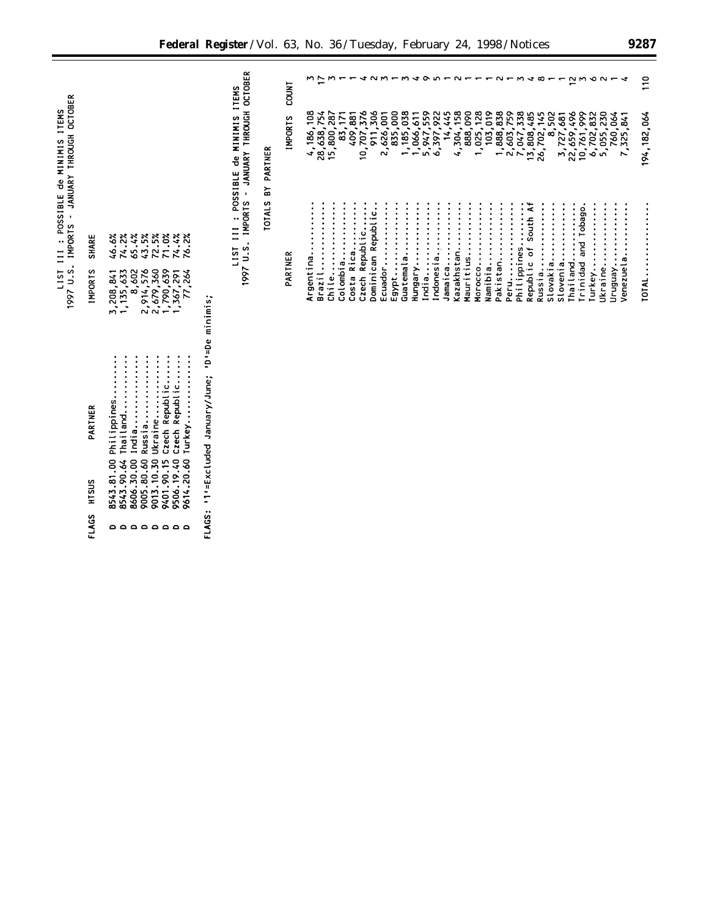LIST III : POSSIBLE de MINIMIS ITEMS
1997 U.S. IMPORTS - JANUARY THROUGH OCTOBER

| FLAGS | HTSUS | PARTNER | IMPORTS | SHARE |
|---|---|---|---|---|
| D | 8543.81.00 | Philippines | 3,208,841 | 46.6% |
| D | 8543.90.64 | Thailand | 1,135,633 | 74.2% |
| D | 8606.30.00 | India | 8,602 | 65.4% |
| D | 9005.80.60 | Russia | 2,914,576 | 43.5% |
| D | 9013.10.30 | Ukraine | 2,679,360 | 72.5% |
| D | 9401.90.15 | Czech Republic | 1,790,639 | 71.0% |
| D | 9506.19.40 | Czech Republic | 1,367,291 | 74.4% |
| D | 9614.20.60 | Turkey | 77,264 | 76.2% |

FLAGS: '1'=Excluded January/June; 'D'=De minimis;

LIST III : POSSIBLE de MINIMIS ITEMS
1997 U.S. IMPORTS - JANUARY THROUGH OCTOBER

TOTALS BY PARTNER

| PARTNER | IMPORTS | COUNT |
|---|---|---|
| Argentina | 4,186,108 | 3 |
| Brazil | 28,638,754 | 17 |
| Chile | 15,800,287 | 3 |
| Colombia | 83,171 | 1 |
| Costa Rica | 409,881 | 1 |
| Czech Republic | 10,707,376 | 4 |
| Dominican Republic | 911,306 | 2 |
| Ecuador | 2,626,001 | 3 |
| Egypt | 835,000 | 1 |
| Guatemala | 1,185,038 | 3 |
| Hungary | 1,066,611 | 4 |
| India | 5,947,559 | 9 |
| Indonesia | 6,397,922 | 5 |
| Jamaica | 14,445 | 1 |
| Kazakhstan | 4,304,158 | 2 |
| Mauritius | 888,090 | 1 |
| Morocco | 1,025,128 | 1 |
| Namibia | 103,019 | 1 |
| Pakistan | 1,888,838 | 2 |
| Peru | 2,603,759 | 1 |
| Philippines | 7,047,338 | 3 |
| Republic of South Af | 13,808,485 | 4 |
| Russia | 26,702,145 | 8 |
| Slovakia | 8,502 | 1 |
| Slovenia | 3,727,681 | 1 |
| Thailand | 22,659,496 | 12 |
| Trinidad and Tobago | 10,761,999 | 3 |
| Turkey | 6,702,832 | 6 |
| Ukraine | 5,055,230 | 2 |
| Uruguay | 760,064 | 1 |
| Venezuela | 7,325,841 | 4 |
| TOTAL | 194,182,064 | 110 |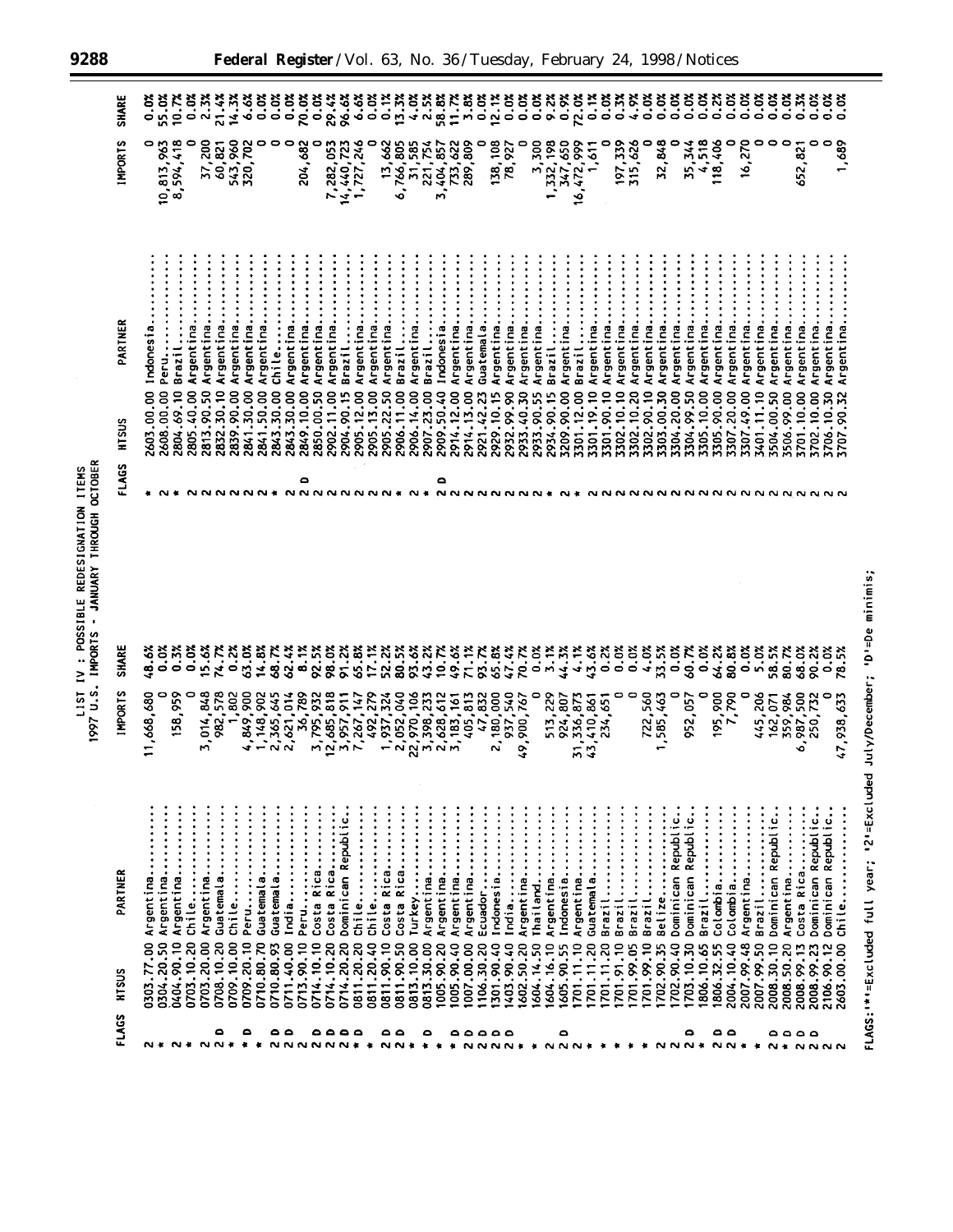## LIST IV: POSSIBLE REDESIGNATION ITEMS
## 1997 U.S. IMPORTS - JANUARY THROUGH OCTOBER

| FLAGS | HTSUS | PARTNER | IMPORTS | SHARE |
|---|---|---|---|---|
| 2 | 0303.77.00 | Argentina | 11,668,680 | 48.6% |
| * | 0304.20.50 | Argentina | 0 | 0.0% |
| * | 0404.90.10 | Argentina | 158,959 | 0.3% |
| * | 0703.10.20 | Chile | 0 | 0.0% |
| 2 | 0703.20.00 | Argentina | 3,014,848 | 15.6% |
| 2 D | 0708.10.20 | Guatemala | 982,578 | 74.7% |
| * | 0709.10.00 | Chile | 1,802 | 0.2% |
| * D | 0709.20.10 | Peru | 4,849,900 | 63.0% |
| * | 0710.80.70 | Guatemala | 1,148,902 | 14.8% |
| 2 D | 0710.80.93 | Guatemala | 2,365,645 | 68.7% |
| 2 D | 0711.40.00 | India | 2,621,014 | 62.4% |
| 2 | 0713.90.10 | Peru | 36,789 | 8.1% |
| 2 D | 0714.10.10 | Costa Rica | 3,795,932 | 92.5% |
| 2 D | 0714.10.20 | Costa Rica | 12,685,818 | 98.0% |
| 2 D | 0714.20.20 | Dominican Republic | 3,957,911 | 91.2% |
| * D | 0811.20.20 | Chile | 7,267,147 | 65.8% |
| * | 0811.20.40 | Chile | 492,279 | 17.1% |
| 2 D | 0811.90.10 | Costa Rica | 1,937,324 | 52.2% |
| 2 D | 0811.90.50 | Costa Rica | 2,052,040 | 80.5% |
| * | 0813.10.00 | Turkey | 22,970,106 | 93.6% |
| * D | 0813.30.00 | Argentina | 3,398,233 | 43.2% |
| * | 1005.90.20 | Argentina | 2,628,612 | 10.7% |
| * D | 1005.90.40 | Argentina | 3,183,161 | 49.6% |
| 2 D | 1007.00.00 | Argentina | 405,813 | 71.1% |
| 2 D | 1106.30.20 | Ecuador | 47,832 | 93.7% |
| 2 D | 1301.90.40 | Indonesia | 2,180,000 | 65.8% |
| 2 D | 1403.90.40 | India | 937,540 | 47.4% |
| * | 1602.50.20 | Argentina | 49,900,767 | 70.7% |
| * | 1604.14.50 | Thailand | 0 | 0.0% |
| 2 | 1604.16.10 | Argentina | 513,229 | 3.1% |
| 2 D | 1605.90.55 | Indonesia | 924,807 | 44.3% |
| 2 | 1701.11.10 | Argentina | 31,336,873 | 4.1% |
| * | 1701.11.20 | Guatemala | 43,410,861 | 43.6% |
| * | 1701.11.20 | Brazil | 234,651 | 0.2% |
| * | 1701.91.10 | Brazil | 0 | 0.0% |
| * | 1701.99.05 | Brazil | 0 | 0.0% |
| * | 1701.99.10 | Brazil | 722,560 | 4.0% |
| 2 | 1702.90.35 | Belize | 1,585,463 | 33.5% |
| 2 | 1702.90.40 | Dominican Republic | 0 | 0.0% |
| 2 D | 1703.10.30 | Dominican Republic | 952,057 | 60.7% |
| * | 1806.10.65 | Brazil | 0 | 0.0% |
| 2 D | 1806.32.55 | Colombia | 195,900 | 64.2% |
| 2 D | 2004.10.40 | Colombia | 7,790 | 80.8% |
| * | 2007.99.48 | Argentina | 0 | 0.0% |
| * | 2007.99.50 | Brazil | 445,206 | 5.0% |
| 2 D | 2008.30.10 | Dominican Republic | 162,071 | 58.5% |
| * D | 2008.50.20 | Argentina | 359,984 | 80.7% |
| 2 D | 2008.99.13 | Costa Rica | 6,987,500 | 68.0% |
| 2 D | 2008.99.23 | Dominican Republic | 250,732 | 90.2% |
| 2 | 2106.90.12 | Dominican Republic | 0 | 0.0% |
| 2 | 2603.00.00 | Chile | 47,938,633 | 78.5% |
| * | 2603.00.00 | Indonesia | 0 | 0.0% |
| 2 | 2608.00.00 | Peru | 10,813,963 | 55.0% |
| * | 2804.69.10 | Brazil | 8,594,418 | 10.7% |
| 2 | 2805.40.00 | Argentina | 0 | 0.0% |
| 2 | 2813.90.50 | Argentina | 37,200 | 2.3% |
| 2 | 2832.30.10 | Argentina | 60,821 | 21.4% |
| 2 | 2839.90.00 | Argentina | 543,960 | 14.3% |
| 2 | 2841.30.00 | Argentina | 320,702 | 6.6% |
| 2 | 2841.50.00 | Argentina | 0 | 0.0% |
| * | 2843.30.00 | Chile | 0 | 0.0% |
| 2 | 2843.30.00 | Argentina | 0 | 0.0% |
| 2 D | 2849.10.00 | Argentina | 204,682 | 70.0% |
| 2 | 2850.00.50 | Argentina | 0 | 0.0% |
| 2 | 2902.11.00 | Argentina | 7,282,053 | 29.4% |
| 2 | 2904.90.15 | Brazil | 14,440,723 | 96.6% |
| 2 | 2905.12.00 | Argentina | 1,727,246 | 6.6% |
| 2 | 2905.13.00 | Argentina | 0 | 0.0% |
| 2 | 2905.22.50 | Argentina | 13,662 | 0.1% |
| * | 2906.11.00 | Brazil | 6,766,805 | 13.3% |
| 2 | 2906.14.00 | Argentina | 31,585 | 4.0% |
| * | 2907.23.00 | Brazil | 221,754 | 2.5% |
| 2 D | 2909.50.40 | Indonesia | 3,404,857 | 58.8% |
| 2 | 2914.12.00 | Argentina | 733,622 | 11.7% |
| 2 | 2914.13.00 | Argentina | 289,809 | 3.8% |
| 2 | 2921.42.23 | Guatemala | 0 | 0.0% |
| 2 | 2929.10.15 | Argentina | 138,108 | 12.1% |
| 2 | 2932.99.90 | Argentina | 78,927 | 0.0% |
| 2 | 2933.40.30 | Argentina | 0 | 0.0% |
| * | 2933.90.55 | Argentina | 3,300 | 0.0% |
| 2 | 2934.90.15 | Brazil | 1,332,198 | 9.2% |
| 2 | 3209.90.00 | Argentina | 347,650 | 0.9% |
| * | 3301.12.00 | Brazil | 16,472,999 | 72.0% |
| 2 | 3301.19.10 | Argentina | 1,611 | 0.1% |
| 2 | 3301.90.10 | Argentina | 0 | 0.0% |
| 2 | 3302.10.10 | Argentina | 197,339 | 0.3% |
| 2 | 3302.10.20 | Argentina | 315,626 | 4.9% |
| 2 | 3302.90.10 | Argentina | 0 | 0.0% |
| 2 | 3303.00.30 | Argentina | 32,848 | 0.0% |
| 2 | 3304.20.00 | Argentina | 0 | 0.0% |
| 2 | 3304.99.50 | Argentina | 35,344 | 0.0% |
| 2 | 3305.10.00 | Argentina | 4,518 | 0.0% |
| 2 | 3305.90.00 | Argentina | 118,406 | 0.2% |
| 2 | 3307.20.00 | Argentina | 0 | 0.0% |
| 2 | 3307.49.00 | Argentina | 16,270 | 0.0% |
| 2 | 3401.11.10 | Argentina | 0 | 0.0% |
| 2 | 3504.00.50 | Argentina | 0 | 0.0% |
| 2 | 3506.99.00 | Argentina | 0 | 0.0% |
| 2 | 3701.10.00 | Argentina | 652,821 | 0.3% |
| 2 | 3702.10.00 | Argentina | 0 | 0.0% |
| 2 | 3706.10.30 | Argentina | 0 | 0.0% |
| 2 | 3707.90.32 | Argentina | 1,689 | 0.0% |

FLAGS: '*'=Excluded full year; '2'=Excluded July/December; 'D'=De minimis;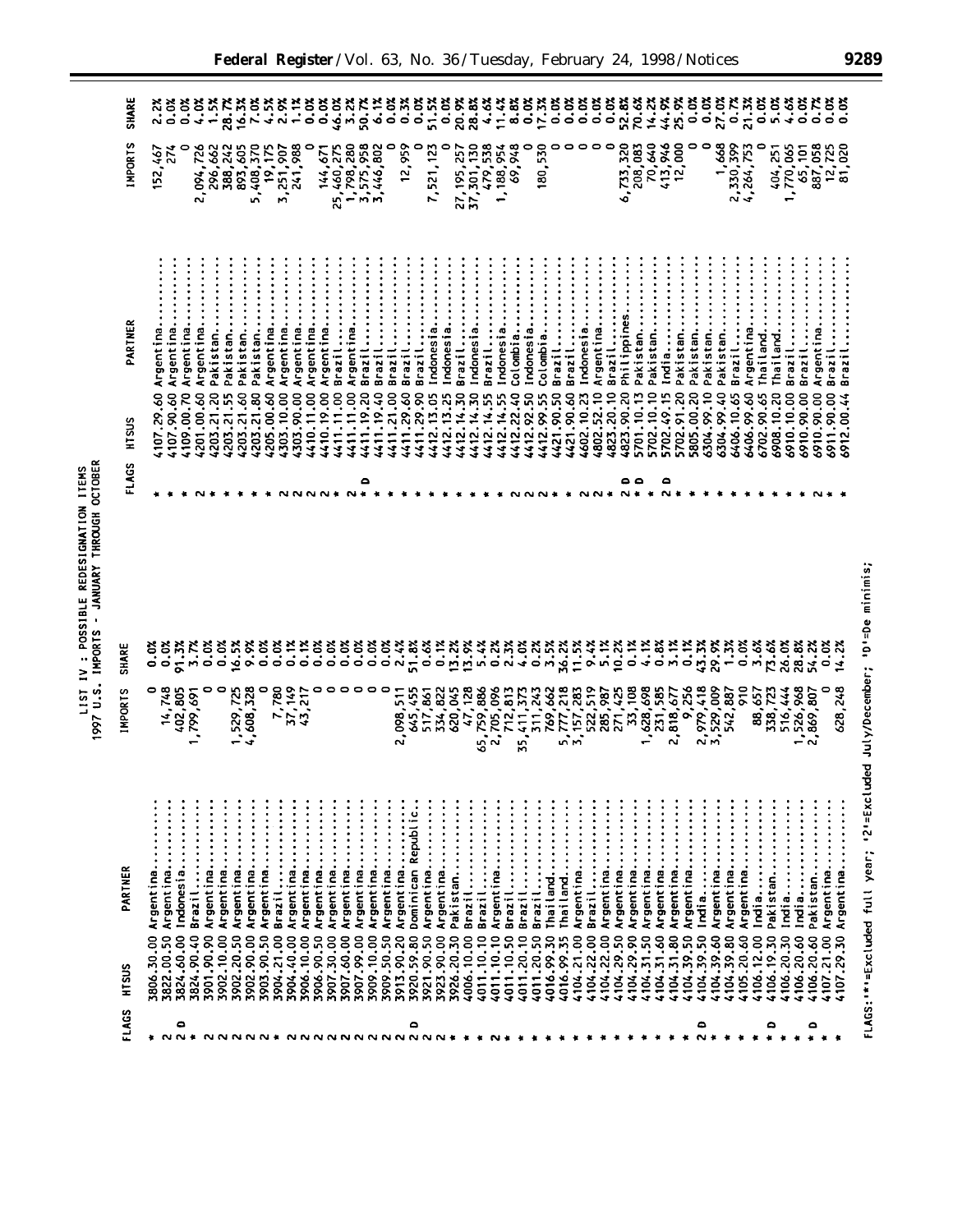LIST IV: POSSIBLE REDESIGNATION ITEMS
1997 U.S. IMPORTS - JANUARY THROUGH OCTOBER

| FLAGS | HTSUS | PARTNER | IMPORTS | SHARE |
|---|---|---|---|---|
| * | 3806.30.00 | Argentina | 0 | 0.0% |
| 2 | 3822.00.50 | Argentina | 14,748 | 0.0% |
| 2 D | 3824.60.00 | Indonesia | 402,805 | 91.3% |
| * | 3824.90.40 | Brazil | 1,799,691 | 3.7% |
| 2 | 3901.90.90 | Argentina | 0 | 0.0% |
| 2 | 3902.10.00 | Argentina | 0 | 0.0% |
| 2 | 3902.20.50 | Argentina | 1,529,725 | 16.5% |
| 2 | 3902.90.00 | Argentina | 4,608,328 | 9.9% |
| 2 | 3903.90.50 | Argentina | 0 | 0.0% |
| * | 3904.21.00 | Brazil | 7,780 | 0.0% |
| 2 | 3904.40.00 | Argentina | 37,149 | 0.1% |
| 2 | 3906.10.00 | Argentina | 43,217 | 0.1% |
| 2 | 3906.90.50 | Argentina | 0 | 0.0% |
| 2 | 3907.30.00 | Argentina | 0 | 0.0% |
| 2 | 3907.60.00 | Argentina | 0 | 0.0% |
| 2 | 3907.99.00 | Argentina | 0 | 0.0% |
| 2 | 3909.10.00 | Argentina | 0 | 0.0% |
| 2 | 3909.50.50 | Argentina | 0 | 0.0% |
| 2 | 3913.90.20 | Argentina | 2,098,511 | 2.4% |
| 2 D | 3920.59.80 | Dominican Republic | 645,455 | 51.8% |
| 2 | 3921.90.50 | Argentina | 517,861 | 0.6% |
| * | 3923.90.00 | Argentina | 334,822 | 0.1% |
| * | 3926.20.30 | Pakistan | 620,045 | 13.2% |
| * | 4006.10.00 | Brazil | 47,128 | 13.9% |
| * | 4011.10.10 | Brazil | 65,759,886 | 5.4% |
| 2 | 4011.10.10 | Argentina | 2,705,096 | 0.2% |
| * | 4011.10.50 | Brazil | 712,813 | 2.3% |
| * | 4011.20.10 | Brazil | 35,411,373 | 4.0% |
| * | 4011.20.50 | Brazil | 311,243 | 0.2% |
| * | 4016.99.30 | Thailand | 769,662 | 3.5% |
| * | 4016.99.35 | Thailand | 5,777,218 | 36.2% |
| * | 4104.21.00 | Argentina | 3,157,283 | 11.5% |
| * | 4104.22.00 | Brazil | 522,519 | 9.4% |
| * | 4104.22.00 | Argentina | 285,987 | 5.1% |
| * | 4104.29.50 | Argentina | 271,425 | 10.2% |
| * | 4104.29.90 | Argentina | 33,108 | 0.1% |
| * | 4104.31.50 | Argentina | 1,628,698 | 4.1% |
| * | 4104.31.60 | Argentina | 231,585 | 0.8% |
| * | 4104.31.80 | Argentina | 2,818,677 | 3.1% |
| * | 4104.39.50 | Argentina | 9,256 | 0.1% |
| 2 D | 4104.39.50 | India | 2,979,418 | 43.3% |
| * | 4104.39.60 | Argentina | 3,529,009 | 29.9% |
| * | 4104.39.80 | Argentina | 542,887 | 1.3% |
| * | 4105.20.60 | Argentina | 910 | 0.0% |
| * | 4106.12.00 | India | 88,657 | 3.6% |
| * D | 4106.19.30 | Pakistan | 338,723 | 73.6% |
| * | 4106.20.30 | India | 516,444 | 26.0% |
| * | 4106.20.60 | India | 1,526,968 | 28.8% |
| * D | 4106.20.60 | Pakistan | 2,869,807 | 54.2% |
| * | 4107.21.00 | Argentina | 0 | 0.0% |
| * | 4107.29.30 | Argentina | 628,248 | 14.2% |
| * | 4107.29.60 | Argentina | 152,467 | 2.2% |
| * | 4107.90.60 | Argentina | 274 | 0.0% |
| * | 4109.00.70 | Argentina | 0 | 0.0% |
| 2 | 4201.00.60 | Argentina | 2,094,726 | 4.0% |
| * | 4203.21.20 | Pakistan | 296,662 | 1.5% |
| * | 4203.21.55 | Pakistan | 388,242 | 28.7% |
| * | 4203.21.60 | Pakistan | 893,605 | 16.3% |
| * | 4203.21.80 | Pakistan | 5,408,370 | 7.0% |
| * | 4205.00.60 | Argentina | 19,175 | 4.5% |
| 2 | 4303.10.00 | Argentina | 3,251,907 | 2.9% |
| 2 | 4303.90.00 | Argentina | 241,988 | 1.1% |
| 2 | 4410.11.00 | Argentina | 0 | 0.0% |
| 2 | 4410.19.00 | Argentina | 144,671 | 0.0% |
| * | 4411.11.00 | Brazil | 25,460,275 | 46.0% |
| 2 | 4411.11.00 | Argentina | 1,798,280 | 3.2% |
| * D | 4411.19.20 | Brazil | 3,575,958 | 50.7% |
| * | 4411.19.40 | Brazil | 3,446,802 | 6.1% |
| * | 4411.21.00 | Brazil | 0 | 0.0% |
| * | 4411.29.60 | Brazil | 12,959 | 0.3% |
| * | 4411.29.90 | Brazil | 0 | 0.0% |
| * | 4412.13.05 | Indonesia | 7,521,123 | 51.5% |
| 2 | 4412.13.25 | Indonesia | 0 | 0.0% |
| * | 4412.14.30 | Brazil | 27,195,257 | 20.9% |
| * | 4412.14.30 | Indonesia | 37,301,130 | 28.8% |
| * | 4412.14.55 | Brazil | 479,538 | 4.6% |
| * | 4412.14.55 | Indonesia | 1,188,954 | 11.4% |
| 2 | 4412.22.40 | Colombia | 69,948 | 8.8% |
| 2 | 4412.92.50 | Indonesia | 0 | 0.0% |
| * | 4412.99.55 | Colombia | 180,530 | 17.3% |
| * | 4421.90.50 | Brazil | 0 | 0.0% |
| * | 4421.90.60 | Brazil | 0 | 0.0% |
| 2 | 4602.10.23 | Indonesia | 0 | 0.0% |
| 2 | 4802.52.10 | Argentina | 0 | 0.0% |
| * | 4823.20.10 | Brazil | 0 | 0.0% |
| 2 D | 4823.90.20 | Philippines | 6,733,320 | 52.8% |
| * D | 5701.10.13 | Pakistan | 208,083 | 70.6% |
| * | 5702.10.10 | Pakistan | 70,640 | 14.2% |
| 2 D | 5702.49.15 | India | 413,946 | 44.9% |
| * | 5702.91.20 | Pakistan | 12,000 | 25.9% |
| * | 5805.00.20 | Pakistan | 0 | 0.0% |
| * | 6304.99.10 | Pakistan | 0 | 0.0% |
| * | 6304.99.40 | Pakistan | 1,668 | 0.0% |
| * | 6406.10.65 | Brazil | 2,330,399 | 27.0% |
| * | 6406.99.60 | Argentina | 4,264,753 | 0.7% |
| * | 6702.90.65 | Thailand | 0 | 21.3% |
| * | 6908.10.20 | Thailand | 404,251 | 0.0% |
| * | 6910.10.00 | Brazil | 1,770,065 | 5.0% |
| * | 6910.90.00 | Brazil | 65,101 | 4.6% |
| 2 | 6910.90.00 | Argentina | 887,058 | 0.0% |
| * | 6911.90.00 | Brazil | 12,725 | 0.7% |
| * | 6912.00.44 | Brazil | 81,020 | 0.0% |

FLAGS: '*'=Excluded full year; '2'=Excluded July/December; 'D'=De minimis;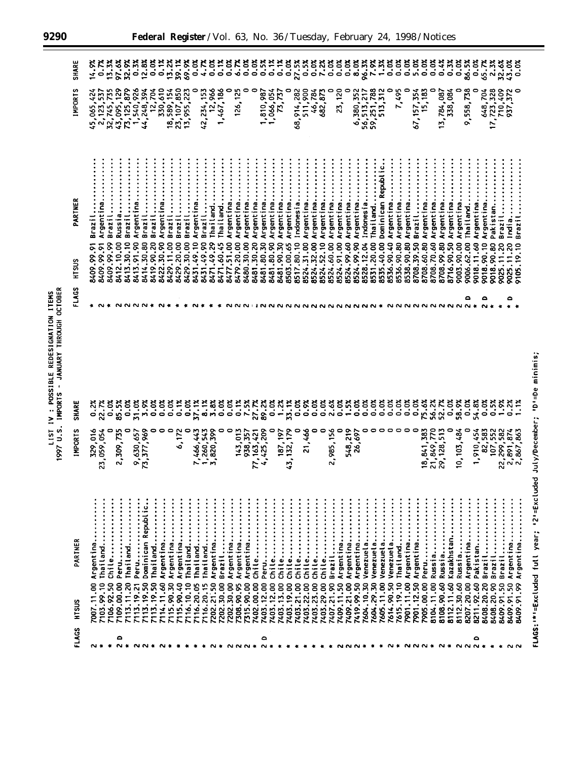LIST IV : POSSIBLE REDESIGNATION ITEMS
1997 U.S. IMPORTS - JANUARY THROUGH OCTOBER

| FLAGS | HTSUS | PARTNER | IMPORTS | SHARE |
|---|---|---|---|---|
| 2 | 7007.11.00 | Argentina | 329,016 | 0.2% |
| * | 7103.99.10 | Thailand | 23,059,054 | 22.7% |
| * | 7106.92.50 | Chile | 0 | 0.0% |
| 2 D | 7109.00.00 | Peru | 2,309,735 | 85.5% |
| * | 7113.11.20 | Thailand | 0 | 0.0% |
| 2 | 7113.19.21 | Peru | 9,630,657 | 31.0% |
| 2 | 7113.19.50 | Dominican Republic | 73,377,969 | 3.9% |
| * | 7113.19.50 | Thailand | 0 | 0.0% |
| 2 | 7114.11.60 | Argentina | 0 | 0.0% |
| * | 7115.90.30 | Argentina | 0 | 0.0% |
| * | 7115.90.40 | Argentina | 6,172 | 0.1% |
| * | 7116.10.10 | Thailand | 0 | 0.0% |
| * | 7116.20.05 | Thailand | 7,466,443 | 37.1% |
| * | 7116.20.15 | Thailand | 1,260,543 | 8.1% |
| 2 | 7202.21.50 | Argentina | 3,820,399 | 3.8% |
| * | 7202.30.00 | Brazil | 0 | 0.0% |
| 2 | 7202.30.00 | Argentina | 0 | 0.0% |
| 2 | 7308.90.95 | Argentina | 143,013 | 0.1% |
| 2 | 7315.90.00 | Argentina | 938,357 | 7.5% |
| * | 7402.00.00 | Chile | 77,163,421 | 27.7% |
| 2 D | 7403.12.00 | Peru | 4,425,209 | 89.2% |
| * | 7403.12.00 | Chile | 0 | 0.0% |
| * | 7403.13.00 | Chile | 187,197 | 1.2% |
| * | 7403.19.00 | Chile | 43,132,179 | 33.1% |
| * | 7403.21.00 | Chile | 0 | 0.0% |
| * | 7403.22.00 | Chile | 21,466 | 0.9% |
| * | 7403.23.00 | Chile | 0 | 0.0% |
| * | 7403.29.00 | Chile | 0 | 0.0% |
| * | 7407.21.90 | Brazil | 2,985,156 | 2.6% |
| 2 | 7409.11.50 | Argentina | 0 | 0.0% |
| 2 | 7409.21.00 | Argentina | 548,219 | 1.5% |
| 2 | 7419.99.50 | Argentina | 26,697 | 0.0% |
| * | 7604.10.30 | Venezuela | 0 | 0.0% |
| * | 7604.29.30 | Venezuela | 0 | 0.0% |
| * | 7605.11.00 | Venezuela | 0 | 0.0% |
| 2 | 7614.90.50 | Venezuela | 0 | 0.0% |
| * | 7615.19.10 | Thailand | 0 | 0.0% |
| 2 | 7901.11.00 | Argentina | 0 | 0.0% |
| 2 | 7901.12.50 | Argentina | 0 | 0.0% |
| * | 7905.00.00 | Peru | 18,841,383 | 75.6% |
| 2 | 8104.11.00 | Russia | 21,849,770 | 56.2% |
| * | 8108.90.60 | Russia | 29,128,513 | 52.7% |
| 2 | 8112.11.60 | Kazakhstan | 0 | 0.0% |
| 2 | 8112.30.60 | Russia | 10,103,484 | 58.9% |
| 2 | 8207.20.00 | Argentina | 0 | 0.0% |
| 2 D | 8211.92.60 | Pakistan | 1,910,454 | 54.8% |
| * | 8408.20.20 | Brazil | 82,583 | 0.0% |
| * | 8408.20.90 | Brazil | 107,552 | 0.5% |
| * | 8409.91.50 | Brazil | 22,299,582 | 1.9% |
| 2 | 8409.91.50 | Argentina | 2,891,874 | 0.2% |
| 2 | 8409.91.99 | Argentina | 2,867,863 | 1.1% |
| * | 8409.99.91 | Brazil | 45,065,424 | 14.9% |
| 2 | 8409.99.91 | Argentina | 2,123,537 | 0.7% |
| * | 8409.99.99 | Brazil | 32,745,735 | 13.3% |
| 2 | 8412.10.00 | Russia | 43,095,129 | 97.6% |
| 2 | 8413.30.10 | Brazil | 73,125,879 | 32.9% |
| 2 | 8413.91.90 | Argentina | 1,540,926 | 0.3% |
| 2 | 8414.30.80 | Brazil | 44,248,394 | 12.8% |
| * | 8419.90.20 | Brazil | 12,704 | 0.0% |
| 2 | 8422.30.90 | Argentina | 330,610 | 0.1% |
| * | 8429.11.00 | Brazil | 18,589,154 | 13.2% |
| * | 8429.20.00 | Brazil | 23,107,850 | 39.1% |
| | 8429.30.00 | Brazil | 13,955,223 | 69.9% |
| 2 | 8431.49.10 | Argentina | 0 | 0.0% |
| * | 8431.49.90 | Brazil | 42,234,153 | 4.7% |
| | 8471.49.29 | Thailand | 12,966 | 0.0% |
| * | 8471.60.45 | Thailand | 1,467,186 | 0.1% |
| 2 | 8477.51.00 | Argentina | 0 | 0.0% |
| 2 | 8479.20.00 | Argentina | 126,125 | 6.7% |
| 2 | 8480.30.00 | Argentina | 0 | 0.0% |
| 2 | 8481.30.20 | Argentina | 0 | 0.0% |
| 2 | 8481.80.30 | Argentina | 1,810,987 | 0.5% |
| 2 | 8481.80.90 | Argentina | 1,066,054 | 0.1% |
| 2 | 8481.90.30 | Argentina | 73,737 | 0.1% |
| 2 | 8503.00.65 | Argentina | 0 | 0.0% |
| 2 | 8517.80.10 | Indonesia | 68,914,282 | 27.5% |
| 2 | 8524.31.00 | Argentina | 511,900 | 0.5% |
| 2 | 8524.32.00 | Argentina | 46,784 | 0.0% |
| 2 | 8524.52.10 | Argentina | 682,873 | 7.2% |
| 2 | 8524.60.00 | Argentina | 0 | 0.0% |
| 2 | 8524.91.00 | Argentina | 23,120 | 0.0% |
| 2 | 8524.99.60 | Argentina | 0 | 0.0% |
| 2 | 8524.99.90 | Argentina | 6,380,352 | 8.0% |
| 2 | 8528.12.04 | Indonesia | 56,513,217 | 96.3% |
| * | 8531.20.00 | Thailand | 59,251,788 | 7.9% |
| | 8535.40.00 | Dominican Republic | 513,312 | 1.3% |
| 2 | 8536.90.40 | Argentina | 0 | 0.0% |
| 2 | 8536.90.80 | Argentina | 7,495 | 0.0% |
| 2 | 8538.90.80 | Argentina | 0 | 0.0% |
| 2 | 8708.39.50 | Brazil | 67,157,354 | 5.0% |
| 2 | 8708.60.80 | Argentina | 15,183 | 0.0% |
| 2 | 8708.70.60 | Argentina | 0 | 0.0% |
| 2 | 8708.99.80 | Argentina | 13,784,087 | 0.4% |
| 2 | 8716.90.50 | Argentina | 338,084 | 0.3% |
| 2 | 9003.90.00 | Argentina | 0 | 0.0% |
| 2 D | 9006.62.00 | Thailand | 9,558,738 | 86.5% |
| * | 9018.11.60 | Argentina | 0 | 0.0% |
| 2 D | 9018.90.10 | Argentina | 648,704 | 65.7% |
| * | 9018.90.80 | Pakistan | 17,723,328 | 2.3% |
| * | 9025.11.20 | Brazil | 710,409 | 32.6% |
| * D | 9025.11.20 | India | 937,372 | 43.0% |
| * | 9105.19.10 | Brazil | 0 | 0.0% |

FLAGS: '*'=Excluded full year; '2'=Excluded July/December; 'D'=De minimis;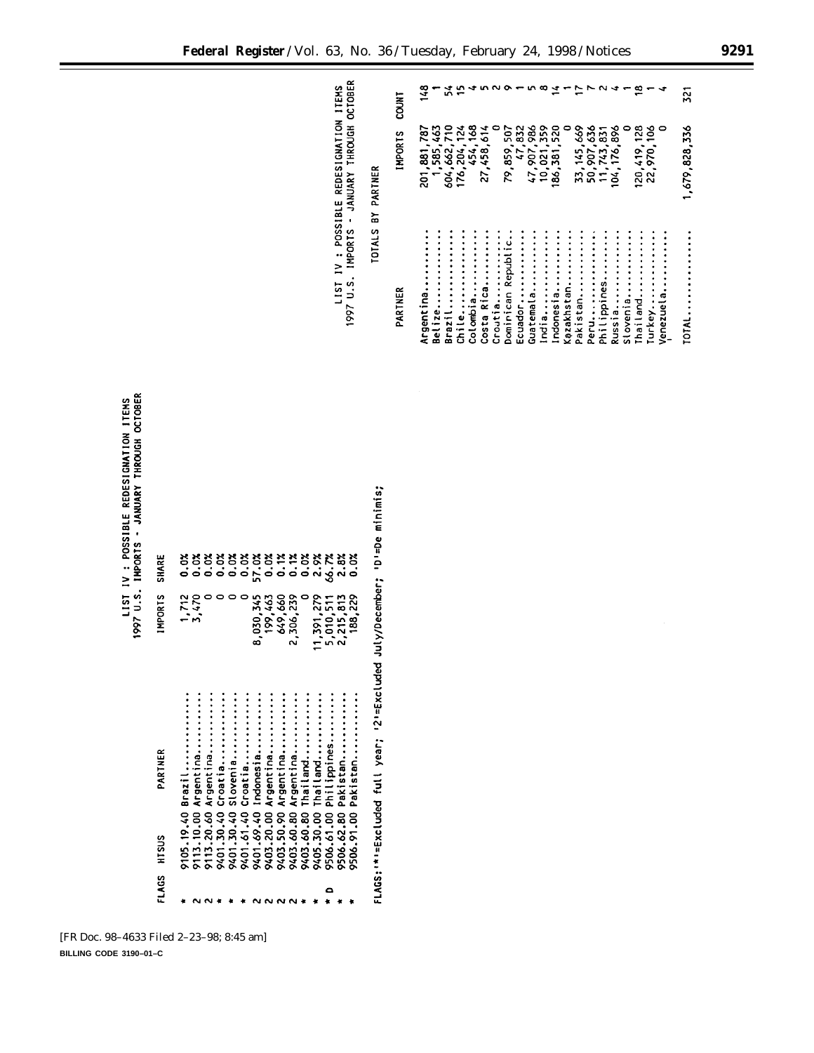LIST IV : POSSIBLE REDESIGNATION ITEMS
1997 U.S. IMPORTS - JANUARY THROUGH OCTOBER

| FLAGS | HTSUS | PARTNER | IMPORTS | SHARE |
|---|---|---|---|---|
| * | 9105.19.40 | Brazil | 1,712 | 0.0% |
| 2 | 9113.10.00 | Argentina | 3,470 | 0.0% |
| 2 | 9113.20.60 | Argentina | 0 | 0.0% |
| * | 9401.30.40 | Croatia | 0 | 0.0% |
| * | 9401.30.40 | Slovenia | 0 | 0.0% |
| * | 9401.61.40 | Croatia | 0 | 0.0% |
| 2 | 9401.69.40 | Indonesia | 8,030,345 | 57.0% |
| 2 | 9403.20.00 | Argentina | 199,463 | 0.0% |
| 2 | 9403.50.90 | Argentina | 649,660 | 0.1% |
| 2 | 9403.60.80 | Argentina | 2,306,239 | 0.1% |
| * | 9403.60.80 | Thailand | 0 | 0.0% |
| * | 9405.30.00 | Thailand | 11,391,279 | 2.9% |
| * D | 9506.61.00 | Philippines | 5,010,511 | 66.7% |
| * | 9506.62.80 | Pakistan | 2,215,813 | 2.8% |
| * | 9506.91.00 | Pakistan | 188,229 | 0.0% |

FLAGS: '*'=Excluded full year; '2'=Excluded July/December; 'D'=De minimis;

LIST IV : POSSIBLE REDESIGNATION ITEMS
1997 U.S. IMPORTS - JANUARY THROUGH OCTOBER

TOTALS BY PARTNER

| PARTNER | IMPORTS | COUNT |
|---|---|---|
| Argentina | 201,881,787 | 148 |
| Belize | 1,585,463 | 1 |
| Brazil | 604,662,710 | 54 |
| Chile | 176,204,124 | 15 |
| Colombia | 454,168 | 4 |
| Costa Rica | 27,458,614 | 5 |
| Croatia | 0 | 2 |
| Dominican Republic | 79,859,507 | 9 |
| Ecuador | 47,832 | 1 |
| Guatemala | 47,907,986 | 5 |
| India | 10,021,359 | 8 |
| Indonesia | 186,381,520 | 14 |
| Kazakhstan | 0 | 1 |
| Pakistan | 33,145,669 | 17 |
| Peru | 50,907,636 | 7 |
| Philippines | 11,743,831 | 2 |
| Russia | 104,176,896 | 4 |
| Slovenia | 0 | 1 |
| Thailand | 120,419,128 | 18 |
| Turkey | 22,970,106 | 1 |
| Venezuela | 0 | 4 |
| TOTAL | 1,679,828,336 | 321 |

[FR Doc. 98–4633 Filed 2–23–98; 8:45 am]

BILLING CODE 3190–01–C